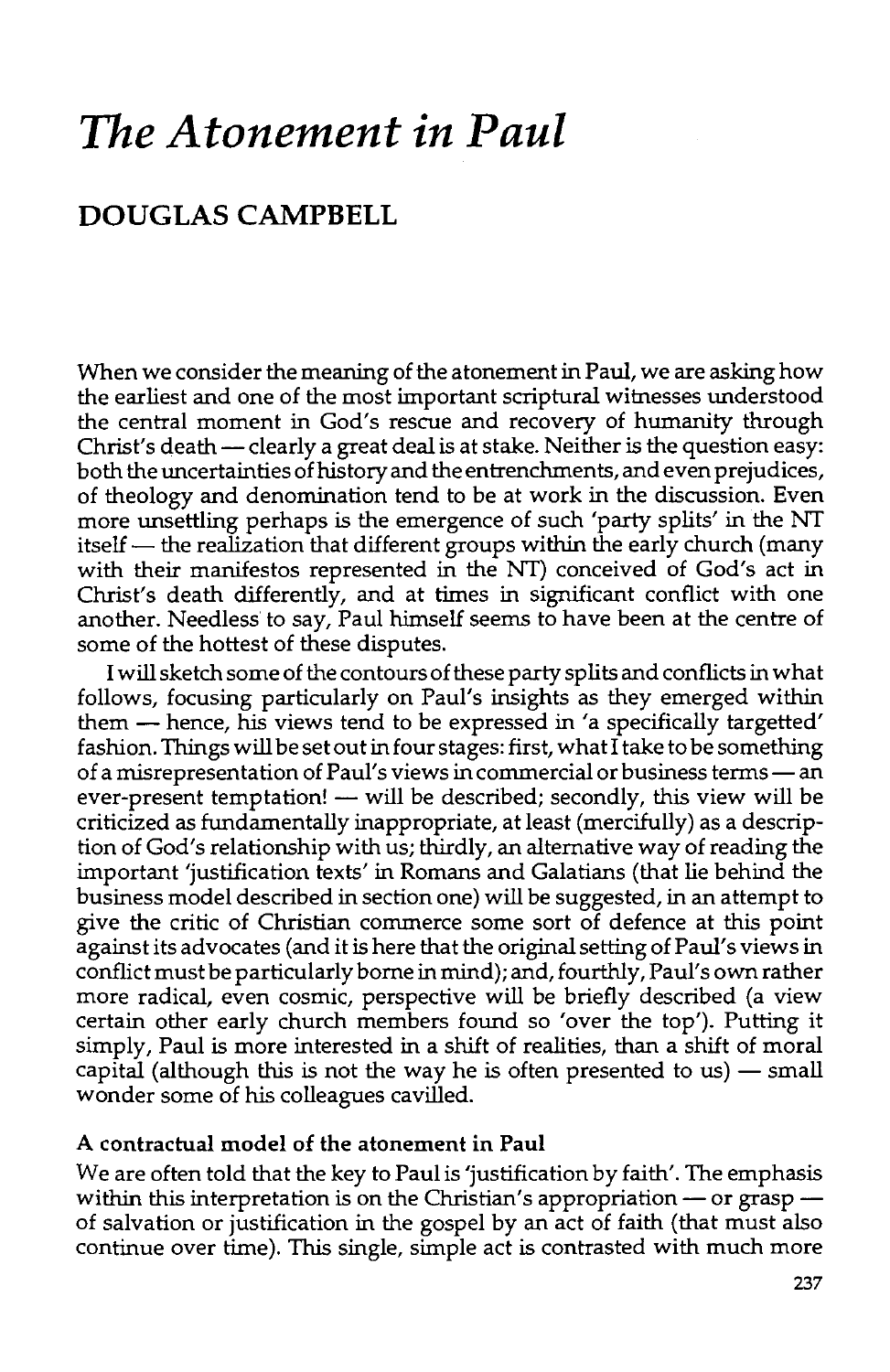# *The Atonement in Paul*

## DOUGLAS CAMPBELL

When we consider the meaning of the atonement in Paul, we are asking how the earliest and one of the most important scriptural witnesses understood the central moment in God's rescue and recovery of humanity through Christ's death — clearly a great deal is at stake. Neither is the question easy: both the uncertainties of history and the entrenchments, and even prejudices, of theology and denomination tend to be at work in the discussion. Even more unsettling perhaps is the emergence of such 'party splits' in the NT itself — the realization that different groups within the early church (many with their manifestos represented in the NT) conceived of God's act in Christ's death differently, and at times in significant conflict with one another. Needless to say, Paul himself seems to have been at the centre of some of the hottest of these disputes.

I will sketch some of the contours of these party splits and conflicts in what follows, focusing particularly on Paul's insights as they emerged within them — hence, his views tend to be expressed in 'a specifically targetted' fashion. Things will be set out in four stages: first, what I take to be something of a misrepresentation of Paul's views in commercial or business terms — an ever-present temptation! — will be described; secondly, this view will be criticized as fundamentally inappropriate, at least (mercifully) as a description of God's relationship with us; thirdly, an alternative way of reading the important 'justification texts' in Romans and Galatians (that lie behind the business model described in section one) will be suggested, in an attempt to give the critic of Christian commerce some sort of defence at this point against its advocates (and it is here that the original setting of Paul's views in conflict must be particularly borne in mind); and, fourthly, Paul's own rather more radical, even cosmic, perspective will be briefly described (a view certain other early church members found so 'over the top'). Putting it simply, Paul is more interested in a shift of realities, than a shift of moral capital (although this is not the way he is often presented to us) — small wonder some of his colleagues cavilled.

### A contractual model of the atonement in Paul

We are often told that the key to Paul is 'justification by faith'. The emphasis within this interpretation is on the Christian's appropriation — or grasp — of salvation or justification in the gospel by an act of faith (that must also continue over time). This single, simple act is contrasted with much more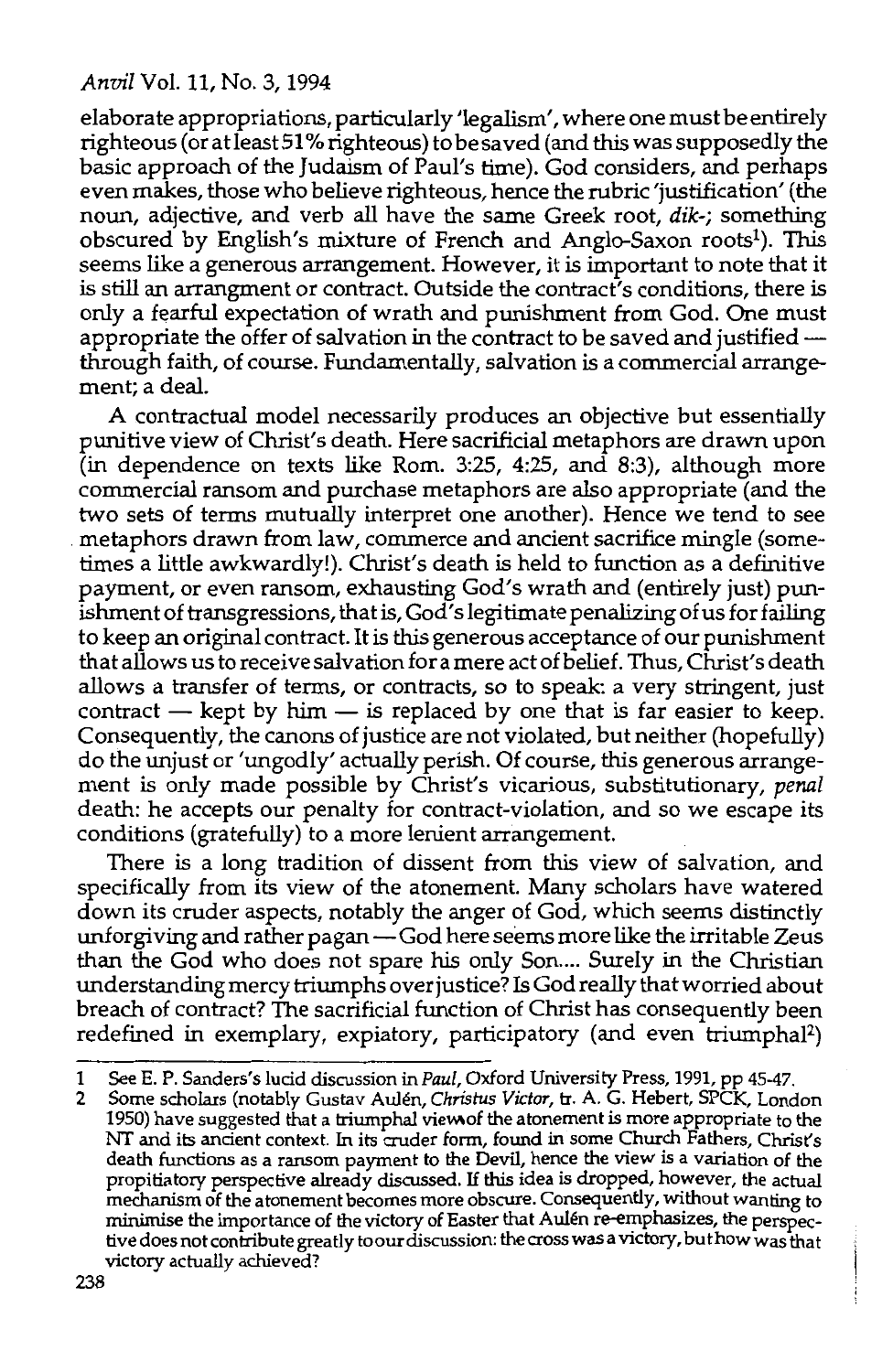elaborate appropriations, particularly 'legalism', where one must be entirely righteous (or at least 51% righteous) to be saved (and this was supposedly the basic approach of the Judaism of Paul's time). God considers, and perhaps even makes, those who believe righteous, hence the rubric 'justification' (the noun, adjective, and verb all have the same Greek root, *dik-*; something obscured by English's mixture of French and Anglo-Saxon roots[1]). This seems like a generous arrangement. However, it is important to note that it is still an arrangment or contract. Outside the contract's conditions, there is only a fearful expectation of wrath and punishment from God. One must appropriate the offer of salvation in the contract to be saved and justified — through faith, of course. Fundamentally, salvation is a commercial arrangement; a deal.

A contractual model necessarily produces an objective but essentially punitive view of Christ's death. Here sacrificial metaphors are drawn upon (in dependence on texts like Rom. 3:25, 4:25, and 8:3), although more commercial ransom and purchase metaphors are also appropriate (and the two sets of terms mutually interpret one another). Hence we tend to see metaphors drawn from law, commerce and ancient sacrifice mingle (sometimes a little awkwardly!). Christ's death is held to function as a definitive payment, or even ransom, exhausting God's wrath and (entirely just) punishment of transgressions, that is, God's legitimate penalizing of us for failing to keep an original contract. It is this generous acceptance of our punishment that allows us to receive salvation for a mere act of belief. Thus, Christ's death allows a transfer of terms, or contracts, so to speak: a very stringent, just contract — kept by him — is replaced by one that is far easier to keep. Consequently, the canons of justice are not violated, but neither (hopefully) do the unjust or 'ungodly' actually perish. Of course, this generous arrangement is only made possible by Christ's vicarious, substitutionary, *penal* death: he accepts our penalty for contract-violation, and so we escape its conditions (gratefully) to a more lenient arrangement.

There is a long tradition of dissent from this view of salvation, and specifically from its view of the atonement. Many scholars have watered down its cruder aspects, notably the anger of God, which seems distinctly unforgiving and rather pagan — God here seems more like the irritable Zeus than the God who does not spare his only Son.... Surely in the Christian understanding mercy triumphs over justice? Is God really that worried about breach of contract? The sacrificial function of Christ has consequently been redefined in exemplary, expiatory, participatory (and even triumphal[2])

---

1 See E. P. Sanders's lucid discussion in *Paul*, Oxford University Press, 1991, pp 45-47.

2 Some scholars (notably Gustav Aulén, *Christus Victor*, tr. A. G. Hebert, SPCK, London 1950) have suggested that a triumphal view of the atonement is more appropriate to the NT and its ancient context. In its cruder form, found in some Church Fathers, Christ's death functions as a ransom payment to the Devil, hence the view is a variation of the propitiatory perspective already discussed. If this idea is dropped, however, the actual mechanism of the atonement becomes more obscure. Consequently, without wanting to minimise the importance of the victory of Easter that Aulén re-emphasizes, the perspective does not contribute greatly to our discussion: the cross was a victory, but how was that victory actually achieved?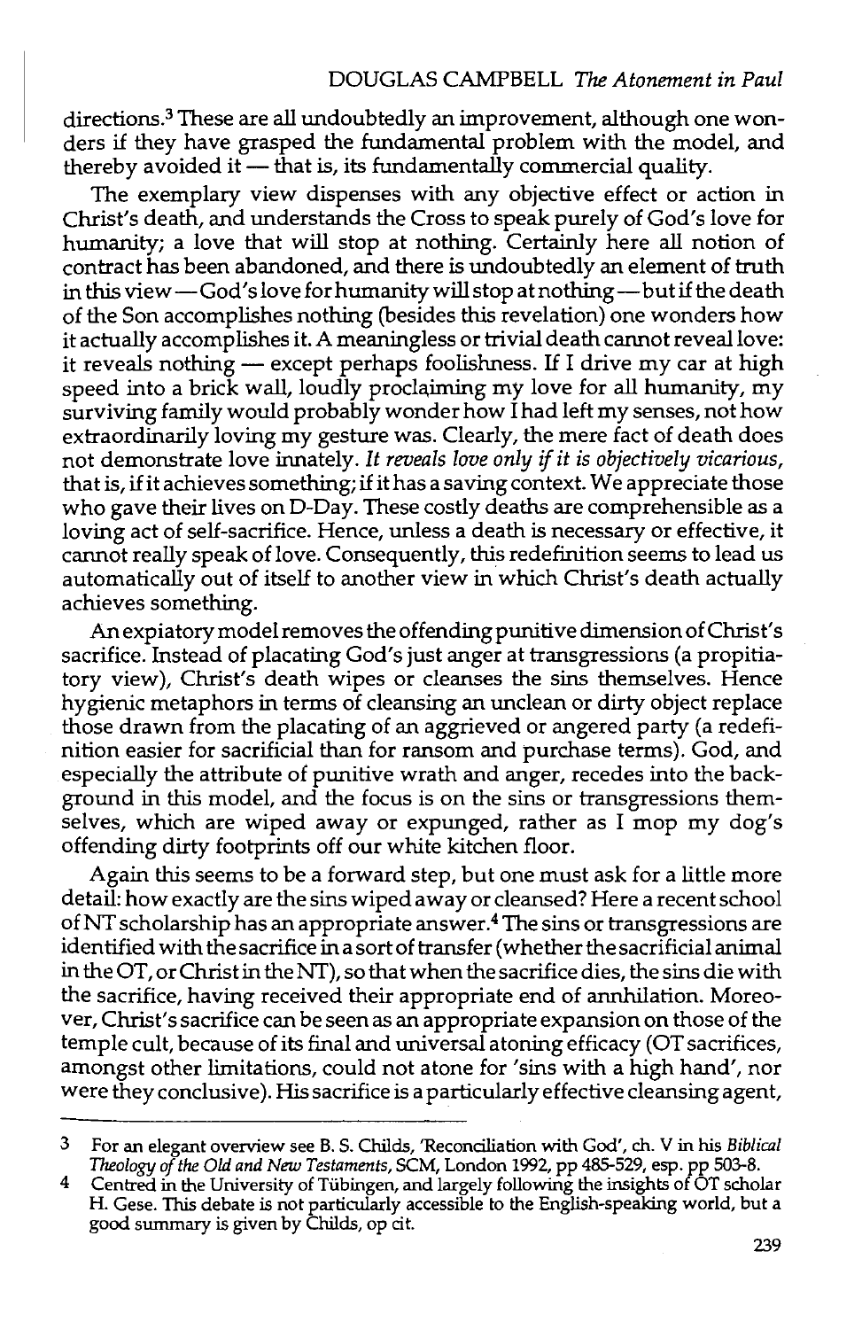directions.[3] These are all undoubtedly an improvement, although one wonders if they have grasped the fundamental problem with the model, and thereby avoided it — that is, its fundamentally commercial quality.

The exemplary view dispenses with any objective effect or action in Christ's death, and understands the Cross to speak purely of God's love for humanity; a love that will stop at nothing. Certainly here all notion of contract has been abandoned, and there is undoubtedly an element of truth in this view — God's love for humanity will stop at nothing — but if the death of the Son accomplishes nothing (besides this revelation) one wonders how it actually accomplishes it. A meaningless or trivial death cannot reveal love: it reveals nothing — except perhaps foolishness. If I drive my car at high speed into a brick wall, loudly proclaiming my love for all humanity, my surviving family would probably wonder how I had left my senses, not how extraordinarily loving my gesture was. Clearly, the mere fact of death does not demonstrate love innately. *It reveals love only if it is objectively vicarious*, that is, if it achieves something; if it has a saving context. We appreciate those who gave their lives on D-Day. These costly deaths are comprehensible as a loving act of self-sacrifice. Hence, unless a death is necessary or effective, it cannot really speak of love. Consequently, this redefinition seems to lead us automatically out of itself to another view in which Christ's death actually achieves something.

An expiatory model removes the offending punitive dimension of Christ's sacrifice. Instead of placating God's just anger at transgressions (a propitiatory view), Christ's death wipes or cleanses the sins themselves. Hence hygienic metaphors in terms of cleansing an unclean or dirty object replace those drawn from the placating of an aggrieved or angered party (a redefinition easier for sacrificial than for ransom and purchase terms). God, and especially the attribute of punitive wrath and anger, recedes into the background in this model, and the focus is on the sins or transgressions themselves, which are wiped away or expunged, rather as I mop my dog's offending dirty footprints off our white kitchen floor.

Again this seems to be a forward step, but one must ask for a little more detail: how exactly are the sins wiped away or cleansed? Here a recent school of NT scholarship has an appropriate answer.[4] The sins or transgressions are identified with the sacrifice in a sort of transfer (whether the sacrificial animal in the OT, or Christ in the NT), so that when the sacrifice dies, the sins die with the sacrifice, having received their appropriate end of annhilation. Moreover, Christ's sacrifice can be seen as an appropriate expansion on those of the temple cult, because of its final and universal atoning efficacy (OT sacrifices, amongst other limitations, could not atone for 'sins with a high hand', nor were they conclusive). His sacrifice is a particularly effective cleansing agent,

---

3 For an elegant overview see B. S. Childs, 'Reconciliation with God', ch. V in his *Biblical Theology of the Old and New Testaments*, SCM, London 1992, pp 485-529, esp. pp 503-8.

4 Centred in the University of Tübingen, and largely following the insights of OT scholar H. Gese. This debate is not particularly accessible to the English-speaking world, but a good summary is given by Childs, op cit.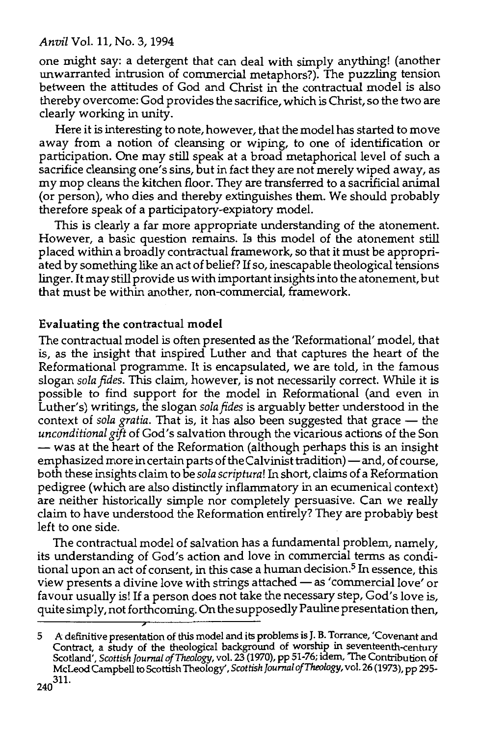one might say: a detergent that can deal with simply anything! (another unwarranted intrusion of commercial metaphors?). The puzzling tension between the attitudes of God and Christ in the contractual model is also thereby overcome: God provides the sacrifice, which is Christ, so the two are clearly working in unity.

Here it is interesting to note, however, that the model has started to move away from a notion of cleansing or wiping, to one of identification or participation. One may still speak at a broad metaphorical level of such a sacrifice cleansing one's sins, but in fact they are not merely wiped away, as my mop cleans the kitchen floor. They are transferred to a sacrificial animal (or person), who dies and thereby extinguishes them. We should probably therefore speak of a participatory-expiatory model.

This is clearly a far more appropriate understanding of the atonement. However, a basic question remains. Is this model of the atonement still placed within a broadly contractual framework, so that it must be appropriated by something like an act of belief? If so, inescapable theological tensions linger. It may still provide us with important insights into the atonement, but that must be within another, non-commercial, framework.

## Evaluating the contractual model

The contractual model is often presented as the 'Reformational' model, that is, as the insight that inspired Luther and that captures the heart of the Reformational programme. It is encapsulated, we are told, in the famous slogan *sola fides*. This claim, however, is not necessarily correct. While it is possible to find support for the model in Reformational (and even in Luther's) writings, the slogan *sola fides* is arguably better understood in the context of *sola gratia*. That is, it has also been suggested that grace — the *unconditional gift* of God's salvation through the vicarious actions of the Son — was at the heart of the Reformation (although perhaps this is an insight emphasized more in certain parts of the Calvinist tradition) — and, of course, both these insights claim to be *sola scriptura*! In short, claims of a Reformation pedigree (which are also distinctly inflammatory in an ecumenical context) are neither historically simple nor completely persuasive. Can we really claim to have understood the Reformation entirely? They are probably best left to one side.

The contractual model of salvation has a fundamental problem, namely, its understanding of God's action and love in commercial terms as conditional upon an act of consent, in this case a human decision.[5] In essence, this view presents a divine love with strings attached — as 'commercial love' or favour usually is! If a person does not take the necessary step, God's love is, quite simply, not forthcoming. On the supposedly Pauline presentation then,

5 A definitive presentation of this model and its problems is J. B. Torrance, 'Covenant and Contract, a study of the theological background of worship in seventeenth-century Scotland', *Scottish Journal of Theology*, vol. 23 (1970), pp 51-76; idem, 'The Contribution of McLeod Campbell to Scottish Theology', *Scottish Journal of Theology*, vol. 26 (1973), pp 295-311.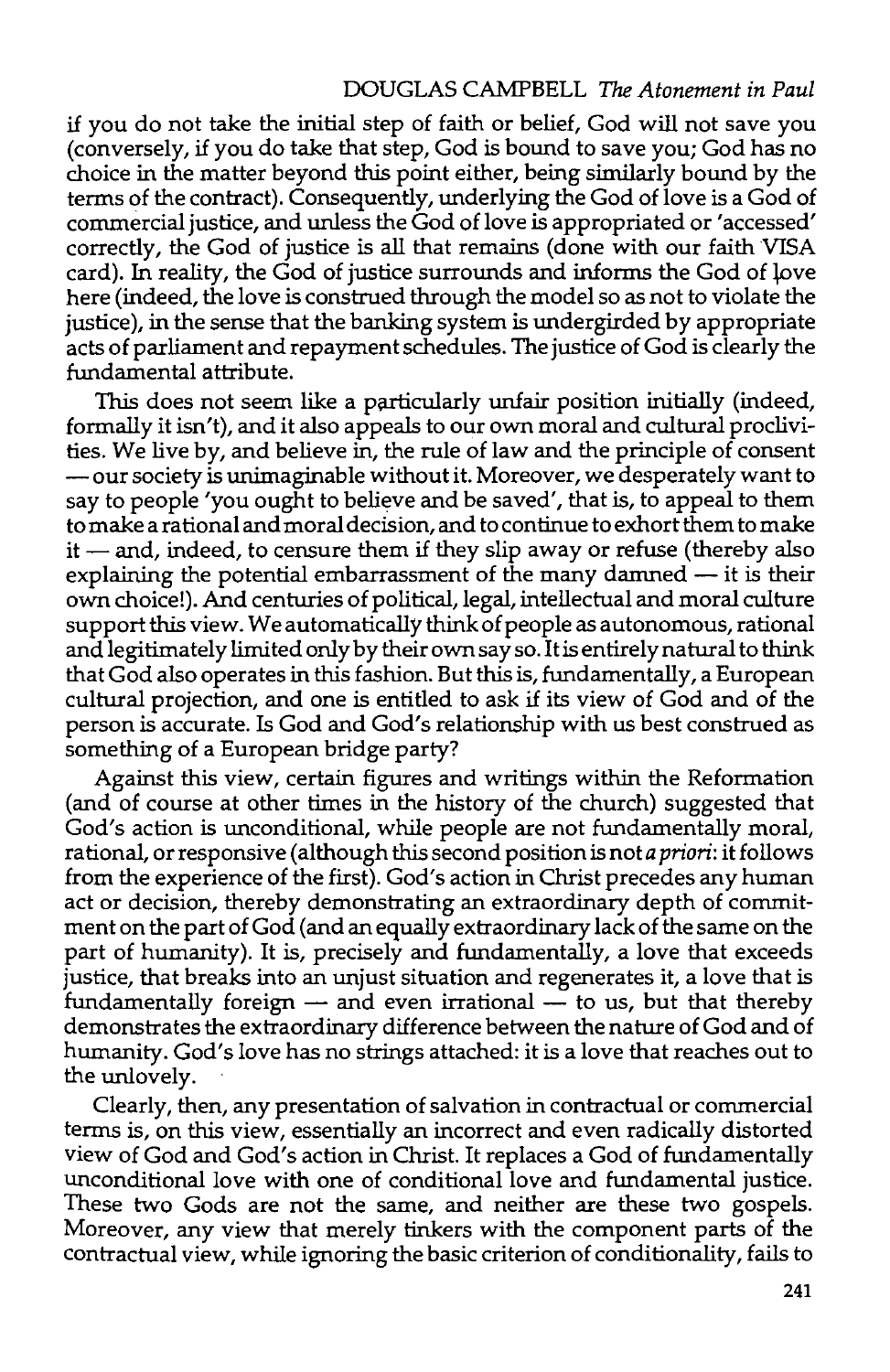if you do not take the initial step of faith or belief, God will not save you (conversely, if you do take that step, God is bound to save you; God has no choice in the matter beyond this point either, being similarly bound by the terms of the contract). Consequently, underlying the God of love is a God of commercial justice, and unless the God of love is appropriated or 'accessed' correctly, the God of justice is all that remains (done with our faith VISA card). In reality, the God of justice surrounds and informs the God of love here (indeed, the love is construed through the model so as not to violate the justice), in the sense that the banking system is undergirded by appropriate acts of parliament and repayment schedules. The justice of God is clearly the fundamental attribute.

This does not seem like a particularly unfair position initially (indeed, formally it isn't), and it also appeals to our own moral and cultural proclivities. We live by, and believe in, the rule of law and the principle of consent — our society is unimaginable without it. Moreover, we desperately want to say to people 'you ought to believe and be saved', that is, to appeal to them to make a rational and moral decision, and to continue to exhort them to make it — and, indeed, to censure them if they slip away or refuse (thereby also explaining the potential embarrassment of the many damned — it is their own choice!). And centuries of political, legal, intellectual and moral culture support this view. We automatically think of people as autonomous, rational and legitimately limited only by their own say so. It is entirely natural to think that God also operates in this fashion. But this is, fundamentally, a European cultural projection, and one is entitled to ask if its view of God and of the person is accurate. Is God and God's relationship with us best construed as something of a European bridge party?

Against this view, certain figures and writings within the Reformation (and of course at other times in the history of the church) suggested that God's action is unconditional, while people are not fundamentally moral, rational, or responsive (although this second position is not *a priori*: it follows from the experience of the first). God's action in Christ precedes any human act or decision, thereby demonstrating an extraordinary depth of commitment on the part of God (and an equally extraordinary lack of the same on the part of humanity). It is, precisely and fundamentally, a love that exceeds justice, that breaks into an unjust situation and regenerates it, a love that is fundamentally foreign — and even irrational — to us, but that thereby demonstrates the extraordinary difference between the nature of God and of humanity. God's love has no strings attached: it is a love that reaches out to the unlovely.

Clearly, then, any presentation of salvation in contractual or commercial terms is, on this view, essentially an incorrect and even radically distorted view of God and God's action in Christ. It replaces a God of fundamentally unconditional love with one of conditional love and fundamental justice. These two Gods are not the same, and neither are these two gospels. Moreover, any view that merely tinkers with the component parts of the contractual view, while ignoring the basic criterion of conditionality, fails to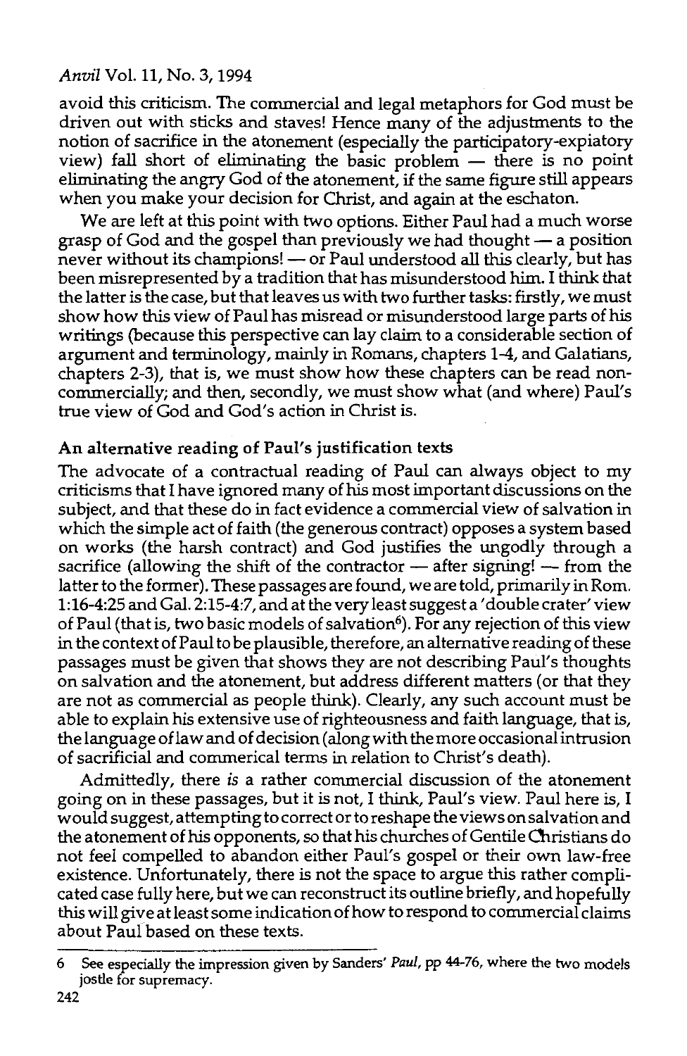avoid this criticism. The commercial and legal metaphors for God must be driven out with sticks and staves! Hence many of the adjustments to the notion of sacrifice in the atonement (especially the participatory-expiatory view) fall short of eliminating the basic problem — there is no point eliminating the angry God of the atonement, if the same figure still appears when you make your decision for Christ, and again at the eschaton.

We are left at this point with two options. Either Paul had a much worse grasp of God and the gospel than previously we had thought — a position never without its champions! — or Paul understood all this clearly, but has been misrepresented by a tradition that has misunderstood him. I think that the latter is the case, but that leaves us with two further tasks: firstly, we must show how this view of Paul has misread or misunderstood large parts of his writings (because this perspective can lay claim to a considerable section of argument and terminology, mainly in Romans, chapters 1-4, and Galatians, chapters 2-3), that is, we must show how these chapters can be read non-commercially; and then, secondly, we must show what (and where) Paul's true view of God and God's action in Christ is.

## An alternative reading of Paul's justification texts

The advocate of a contractual reading of Paul can always object to my criticisms that I have ignored many of his most important discussions on the subject, and that these do in fact evidence a commercial view of salvation in which the simple act of faith (the generous contract) opposes a system based on works (the harsh contract) and God justifies the ungodly through a sacrifice (allowing the shift of the contractor — after signing! — from the latter to the former). These passages are found, we are told, primarily in Rom. 1:16-4:25 and Gal. 2:15-4:7, and at the very least suggest a 'double crater' view of Paul (that is, two basic models of salvation[6]). For any rejection of this view in the context of Paul to be plausible, therefore, an alternative reading of these passages must be given that shows they are not describing Paul's thoughts on salvation and the atonement, but address different matters (or that they are not as commercial as people think). Clearly, any such account must be able to explain his extensive use of righteousness and faith language, that is, the language of law and of decision (along with the more occasional intrusion of sacrificial and commerical terms in relation to Christ's death).

Admittedly, there *is* a rather commercial discussion of the atonement going on in these passages, but it is not, I think, Paul's view. Paul here is, I would suggest, attempting to correct or to reshape the views on salvation and the atonement of his opponents, so that his churches of Gentile Christians do not feel compelled to abandon either Paul's gospel or their own law-free existence. Unfortunately, there is not the space to argue this rather complicated case fully here, but we can reconstruct its outline briefly, and hopefully this will give at least some indication of how to respond to commercial claims about Paul based on these texts.

---

6 See especially the impression given by Sanders' *Paul*, pp 44-76, where the two models jostle for supremacy.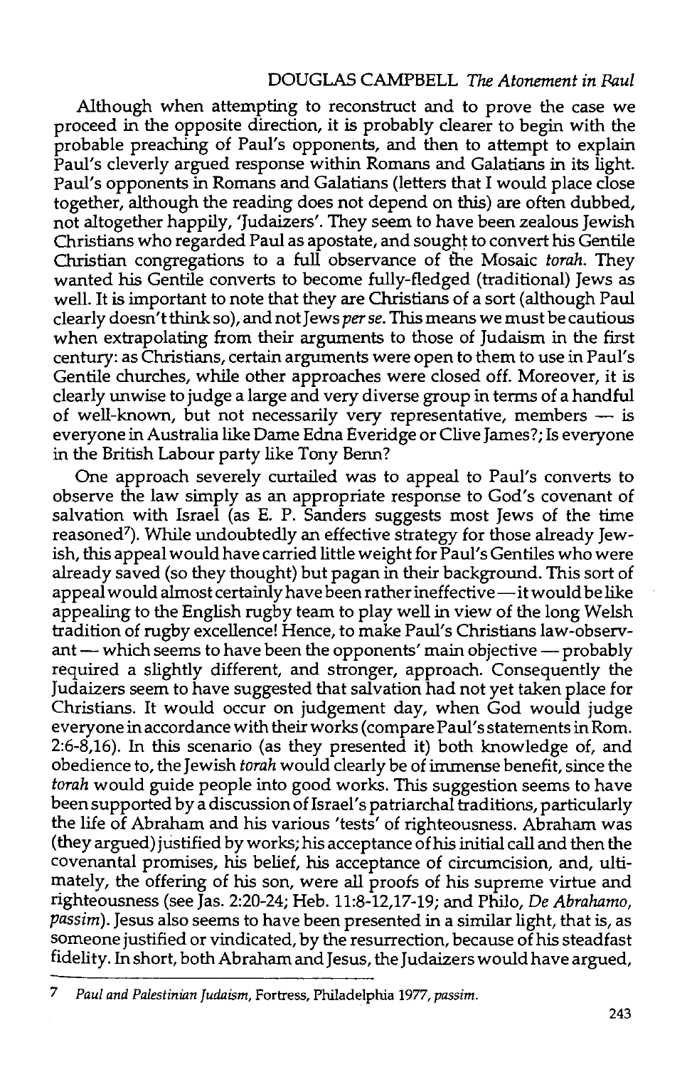Although when attempting to reconstruct and to prove the case we proceed in the opposite direction, it is probably clearer to begin with the probable preaching of Paul's opponents, and then to attempt to explain Paul's cleverly argued response within Romans and Galatians in its light. Paul's opponents in Romans and Galatians (letters that I would place close together, although the reading does not depend on this) are often dubbed, not altogether happily, 'Judaizers'. They seem to have been zealous Jewish Christians who regarded Paul as apostate, and sought to convert his Gentile Christian congregations to a full observance of the Mosaic *torah*. They wanted his Gentile converts to become fully-fledged (traditional) Jews as well. It is important to note that they are Christians of a sort (although Paul clearly doesn't think so), and not Jews *per se*. This means we must be cautious when extrapolating from their arguments to those of Judaism in the first century: as Christians, certain arguments were open to them to use in Paul's Gentile churches, while other approaches were closed off. Moreover, it is clearly unwise to judge a large and very diverse group in terms of a handful of well-known, but not necessarily very representative, members — is everyone in Australia like Dame Edna Everidge or Clive James?; Is everyone in the British Labour party like Tony Benn?

One approach severely curtailed was to appeal to Paul's converts to observe the law simply as an appropriate response to God's covenant of salvation with Israel (as E. P. Sanders suggests most Jews of the time reasoned[7]). While undoubtedly an effective strategy for those already Jewish, this appeal would have carried little weight for Paul's Gentiles who were already saved (so they thought) but pagan in their background. This sort of appeal would almost certainly have been rather ineffective — it would be like appealing to the English rugby team to play well in view of the long Welsh tradition of rugby excellence! Hence, to make Paul's Christians law-observant — which seems to have been the opponents' main objective — probably required a slightly different, and stronger, approach. Consequently the Judaizers seem to have suggested that salvation had not yet taken place for Christians. It would occur on judgement day, when God would judge everyone in accordance with their works (compare Paul's statements in Rom. 2:6-8,16). In this scenario (as they presented it) both knowledge of, and obedience to, the Jewish *torah* would clearly be of immense benefit, since the *torah* would guide people into good works. This suggestion seems to have been supported by a discussion of Israel's patriarchal traditions, particularly the life of Abraham and his various 'tests' of righteousness. Abraham was (they argued) justified by works; his acceptance of his initial call and then the covenantal promises, his belief, his acceptance of circumcision, and, ultimately, the offering of his son, were all proofs of his supreme virtue and righteousness (see Jas. 2:20-24; Heb. 11:8-12,17-19; and Philo, *De Abrahamo*, *passim*). Jesus also seems to have been presented in a similar light, that is, as someone justified or vindicated, by the resurrection, because of his steadfast fidelity. In short, both Abraham and Jesus, the Judaizers would have argued,

---

7 *Paul and Palestinian Judaism*, Fortress, Philadelphia 1977, *passim*.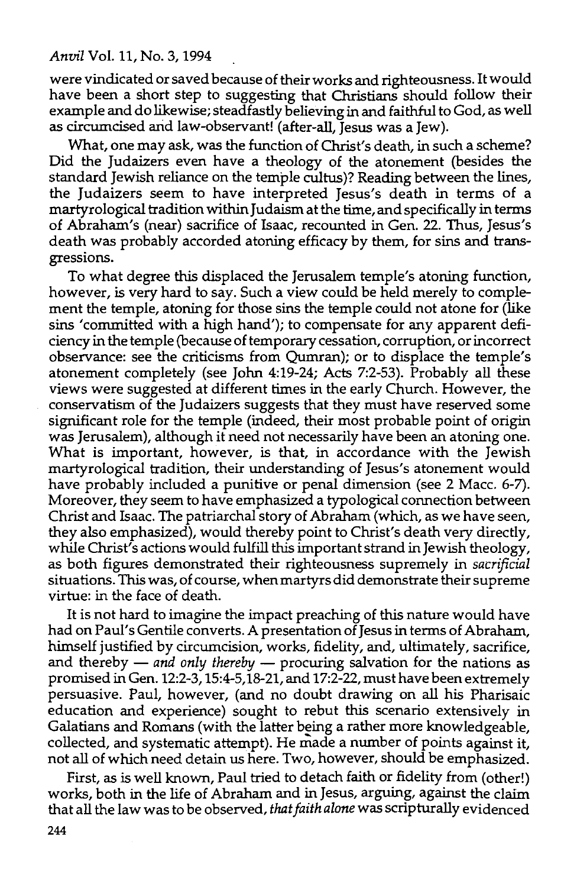were vindicated or saved because of their works and righteousness. It would have been a short step to suggesting that Christians should follow their example and do likewise; steadfastly believing in and faithful to God, as well as circumcised and law-observant! (after-all, Jesus was a Jew).

What, one may ask, was the function of Christ's death, in such a scheme? Did the Judaizers even have a theology of the atonement (besides the standard Jewish reliance on the temple cultus)? Reading between the lines, the Judaizers seem to have interpreted Jesus's death in terms of a martyrological tradition within Judaism at the time, and specifically in terms of Abraham's (near) sacrifice of Isaac, recounted in Gen. 22. Thus, Jesus's death was probably accorded atoning efficacy by them, for sins and transgressions.

To what degree this displaced the Jerusalem temple's atoning function, however, is very hard to say. Such a view could be held merely to complement the temple, atoning for those sins the temple could not atone for (like sins 'committed with a high hand'); to compensate for any apparent deficiency in the temple (because of temporary cessation, corruption, or incorrect observance: see the criticisms from Qumran); or to displace the temple's atonement completely (see John 4:19-24; Acts 7:2-53). Probably all these views were suggested at different times in the early Church. However, the conservatism of the Judaizers suggests that they must have reserved some significant role for the temple (indeed, their most probable point of origin was Jerusalem), although it need not necessarily have been an atoning one. What is important, however, is that, in accordance with the Jewish martyrological tradition, their understanding of Jesus's atonement would have probably included a punitive or penal dimension (see 2 Macc. 6-7). Moreover, they seem to have emphasized a typological connection between Christ and Isaac. The patriarchal story of Abraham (which, as we have seen, they also emphasized), would thereby point to Christ's death very directly, while Christ's actions would fulfill this important strand in Jewish theology, as both figures demonstrated their righteousness supremely in *sacrificial* situations. This was, of course, when martyrs did demonstrate their supreme virtue: in the face of death.

It is not hard to imagine the impact preaching of this nature would have had on Paul's Gentile converts. A presentation of Jesus in terms of Abraham, himself justified by circumcision, works, fidelity, and, ultimately, sacrifice, and thereby — *and only thereby* — procuring salvation for the nations as promised in Gen. 12:2-3, 15:4-5, 18-21, and 17:2-22, must have been extremely persuasive. Paul, however, (and no doubt drawing on all his Pharisaic education and experience) sought to rebut this scenario extensively in Galatians and Romans (with the latter being a rather more knowledgeable, collected, and systematic attempt). He made a number of points against it, not all of which need detain us here. Two, however, should be emphasized.

First, as is well known, Paul tried to detach faith or fidelity from (other!) works, both in the life of Abraham and in Jesus, arguing, against the claim that all the law was to be observed, *that faith alone* was scripturally evidenced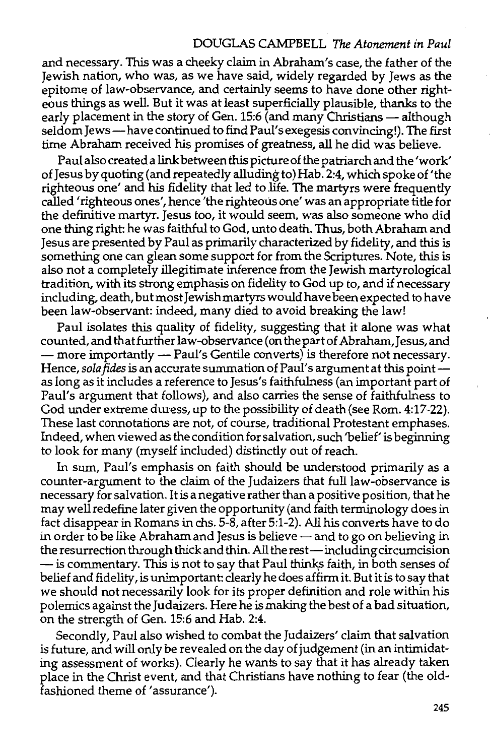and necessary. This was a cheeky claim in Abraham's case, the father of the Jewish nation, who was, as we have said, widely regarded by Jews as the epitome of law-observance, and certainly seems to have done other righteous things as well. But it was at least superficially plausible, thanks to the early placement in the story of Gen. 15:6 (and many Christians — although seldom Jews — have continued to find Paul's exegesis convincing!). The first time Abraham received his promises of greatness, all he did was believe.

Paul also created a link between this picture of the patriarch and the 'work' of Jesus by quoting (and repeatedly alluding to) Hab. 2:4, which spoke of 'the righteous one' and his fidelity that led to life. The martyrs were frequently called 'righteous ones', hence 'the righteous one' was an appropriate title for the definitive martyr. Jesus too, it would seem, was also someone who did one thing right: he was faithful to God, unto death. Thus, both Abraham and Jesus are presented by Paul as primarily characterized by fidelity, and this is something one can glean some support for from the Scriptures. Note, this is also not a completely illegitimate inference from the Jewish martyrological tradition, with its strong emphasis on fidelity to God up to, and if necessary including, death, but most Jewish martyrs would have been expected to have been law-observant: indeed, many died to avoid breaking the law!

Paul isolates this quality of fidelity, suggesting that it alone was what counted, and that further law-observance (on the part of Abraham, Jesus, and — more importantly — Paul's Gentile converts) is therefore not necessary. Hence, *sola fides* is an accurate summation of Paul's argument at this point — as long as it includes a reference to Jesus's faithfulness (an important part of Paul's argument that follows), and also carries the sense of faithfulness to God under extreme duress, up to the possibility of death (see Rom. 4:17-22). These last connotations are not, of course, traditional Protestant emphases. Indeed, when viewed as the condition for salvation, such 'belief' is beginning to look for many (myself included) distinctly out of reach.

In sum, Paul's emphasis on faith should be understood primarily as a counter-argument to the claim of the Judaizers that full law-observance is necessary for salvation. It is a negative rather than a positive position, that he may well redefine later given the opportunity (and faith terminology does in fact disappear in Romans in chs. 5-8, after 5:1-2). All his converts have to do in order to be like Abraham and Jesus is believe — and to go on believing in the resurrection through thick and thin. All the rest — including circumcision — is commentary. This is not to say that Paul thinks faith, in both senses of belief and fidelity, is unimportant: clearly he does affirm it. But it is to say that we should not necessarily look for its proper definition and role within his polemics against the Judaizers. Here he is making the best of a bad situation, on the strength of Gen. 15:6 and Hab. 2:4.

Secondly, Paul also wished to combat the Judaizers' claim that salvation is future, and will only be revealed on the day of judgement (in an intimidating assessment of works). Clearly he wants to say that it has already taken place in the Christ event, and that Christians have nothing to fear (the old-fashioned theme of 'assurance').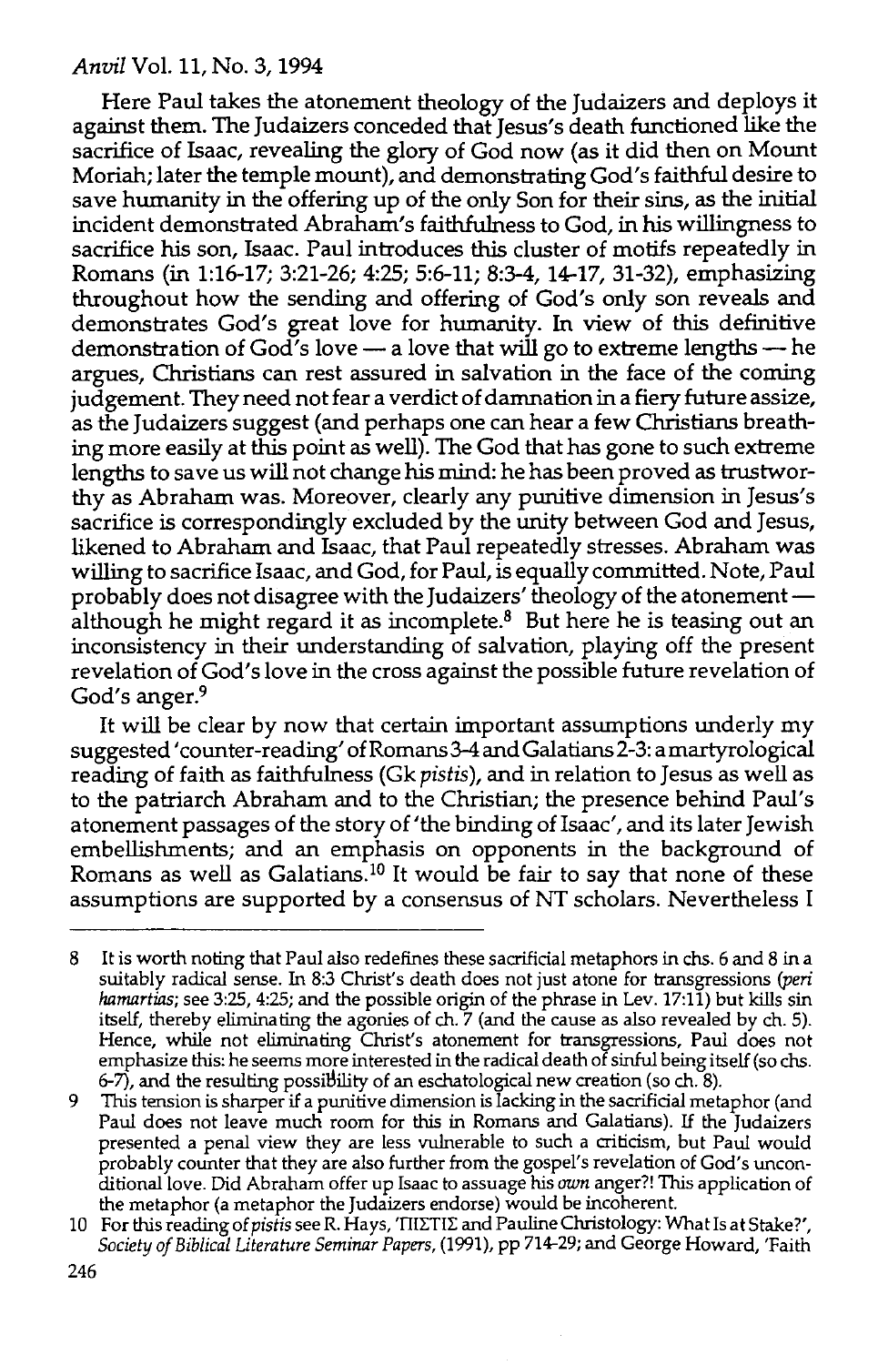Here Paul takes the atonement theology of the Judaizers and deploys it against them. The Judaizers conceded that Jesus's death functioned like the sacrifice of Isaac, revealing the glory of God now (as it did then on Mount Moriah; later the temple mount), and demonstrating God's faithful desire to save humanity in the offering up of the only Son for their sins, as the initial incident demonstrated Abraham's faithfulness to God, in his willingness to sacrifice his son, Isaac. Paul introduces this cluster of motifs repeatedly in Romans (in 1:16-17; 3:21-26; 4:25; 5:6-11; 8:3-4, 14-17, 31-32), emphasizing throughout how the sending and offering of God's only son reveals and demonstrates God's great love for humanity. In view of this definitive demonstration of God's love — a love that will go to extreme lengths — he argues, Christians can rest assured in salvation in the face of the coming judgement. They need not fear a verdict of damnation in a fiery future assize, as the Judaizers suggest (and perhaps one can hear a few Christians breathing more easily at this point as well). The God that has gone to such extreme lengths to save us will not change his mind: he has been proved as trustworthy as Abraham was. Moreover, clearly any punitive dimension in Jesus's sacrifice is correspondingly excluded by the unity between God and Jesus, likened to Abraham and Isaac, that Paul repeatedly stresses. Abraham was willing to sacrifice Isaac, and God, for Paul, is equally committed. Note, Paul probably does not disagree with the Judaizers' theology of the atonement — although he might regard it as incomplete.[8] But here he is teasing out an inconsistency in their understanding of salvation, playing off the present revelation of God's love in the cross against the possible future revelation of God's anger.[9]

It will be clear by now that certain important assumptions underly my suggested 'counter-reading' of Romans 3-4 and Galatians 2-3: a martyrological reading of faith as faithfulness (Gk *pistis*), and in relation to Jesus as well as to the patriarch Abraham and to the Christian; the presence behind Paul's atonement passages of the story of 'the binding of Isaac', and its later Jewish embellishments; and an emphasis on opponents in the background of Romans as well as Galatians.[10] It would be fair to say that none of these assumptions are supported by a consensus of NT scholars. Nevertheless I

---

8 It is worth noting that Paul also redefines these sacrificial metaphors in chs. 6 and 8 in a suitably radical sense. In 8:3 Christ's death does not just atone for transgressions (*peri hamartias*; see 3:25, 4:25; and the possible origin of the phrase in Lev. 17:11) but kills sin itself, thereby eliminating the agonies of ch. 7 (and the cause as also revealed by ch. 5). Hence, while not eliminating Christ's atonement for transgressions, Paul does not emphasize this: he seems more interested in the radical death of sinful being itself (so chs. 6-7), and the resulting possibility of an eschatological new creation (so ch. 8).

9 This tension is sharper if a punitive dimension is lacking in the sacrificial metaphor (and Paul does not leave much room for this in Romans and Galatians). If the Judaizers presented a penal view they are less vulnerable to such a criticism, but Paul would probably counter that they are also further from the gospel's revelation of God's unconditional love. Did Abraham offer up Isaac to assuage his *own* anger?! This application of the metaphor (a metaphor the Judaizers endorse) would be incoherent.

10 For this reading of *pistis* see R. Hays, 'ΠΙΣΤΙΣ and Pauline Christology: What Is at Stake?', *Society of Biblical Literature Seminar Papers*, (1991), pp 714-29; and George Howard, 'Faith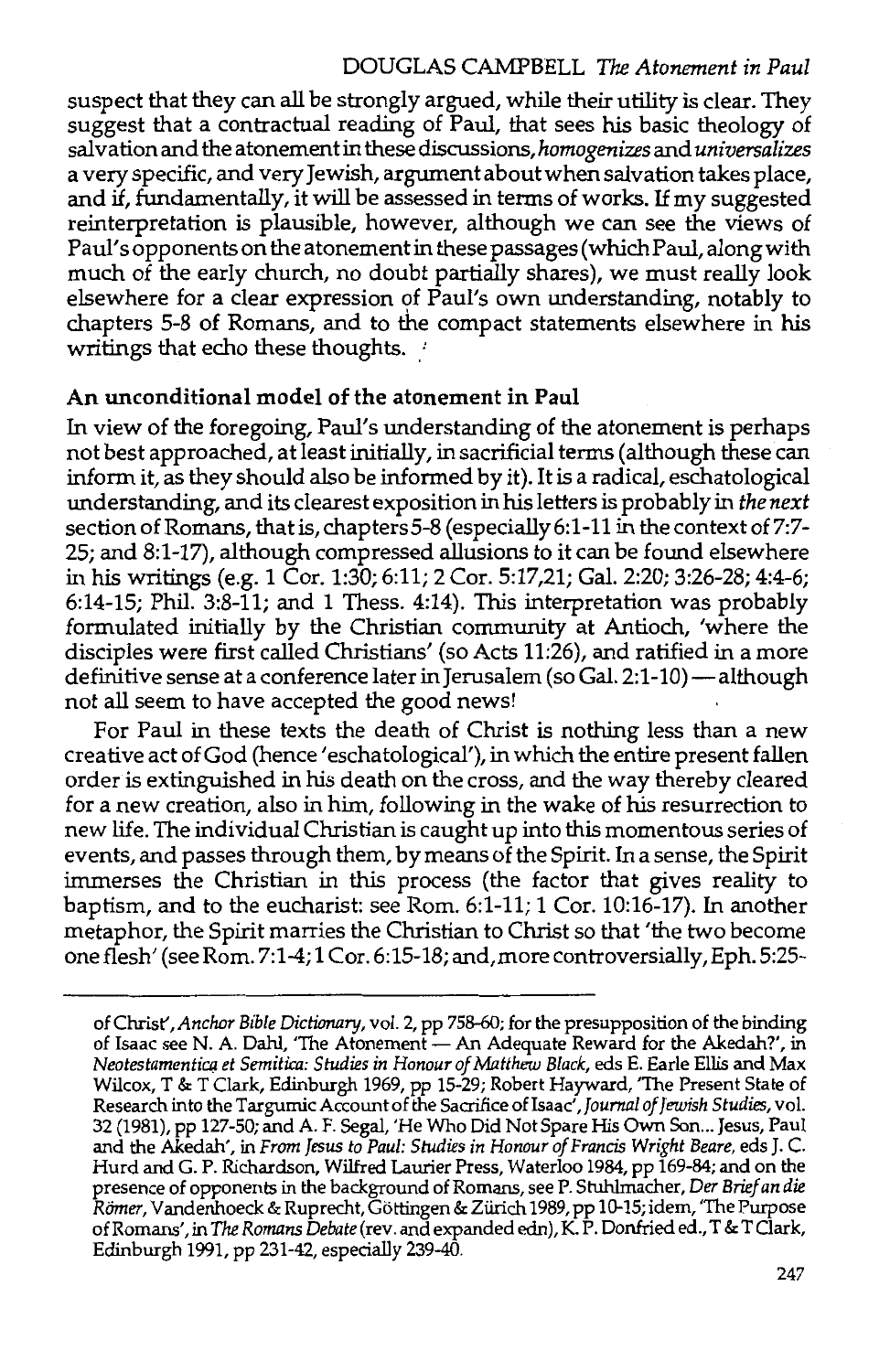suspect that they can all be strongly argued, while their utility is clear. They suggest that a contractual reading of Paul, that sees his basic theology of salvation and the atonement in these discussions, *homogenizes* and *universalizes* a very specific, and very Jewish, argument about when salvation takes place, and if, fundamentally, it will be assessed in terms of works. If my suggested reinterpretation is plausible, however, although we can see the views of Paul's opponents on the atonement in these passages (which Paul, along with much of the early church, no doubt partially shares), we must really look elsewhere for a clear expression of Paul's own understanding, notably to chapters 5-8 of Romans, and to the compact statements elsewhere in his writings that echo these thoughts.

## An unconditional model of the atonement in Paul

In view of the foregoing, Paul's understanding of the atonement is perhaps not best approached, at least initially, in sacrificial terms (although these can inform it, as they should also be informed by it). It is a radical, eschatological understanding, and its clearest exposition in his letters is probably in *the next* section of Romans, that is, chapters 5-8 (especially 6:1-11 in the context of 7:7-25; and 8:1-17), although compressed allusions to it can be found elsewhere in his writings (e.g. 1 Cor. 1:30; 6:11; 2 Cor. 5:17,21; Gal. 2:20; 3:26-28; 4:4-6; 6:14-15; Phil. 3:8-11; and 1 Thess. 4:14). This interpretation was probably formulated initially by the Christian community at Antioch, 'where the disciples were first called Christians' (so Acts 11:26), and ratified in a more definitive sense at a conference later in Jerusalem (so Gal. 2:1-10) — although not all seem to have accepted the good news!

For Paul in these texts the death of Christ is nothing less than a new creative act of God (hence 'eschatological'), in which the entire present fallen order is extinguished in his death on the cross, and the way thereby cleared for a new creation, also in him, following in the wake of his resurrection to new life. The individual Christian is caught up into this momentous series of events, and passes through them, by means of the Spirit. In a sense, the Spirit immerses the Christian in this process (the factor that gives reality to baptism, and to the eucharist: see Rom. 6:1-11; 1 Cor. 10:16-17). In another metaphor, the Spirit marries the Christian to Christ so that 'the two become one flesh' (see Rom. 7:1-4; 1 Cor. 6:15-18; and, more controversially, Eph. 5:25-

---

of Christ', *Anchor Bible Dictionary*, vol. 2, pp 758-60; for the presupposition of the binding of Isaac see N. A. Dahl, 'The Atonement — An Adequate Reward for the Akedah?', in *Neotestamentica et Semitica: Studies in Honour of Matthew Black*, eds E. Earle Ellis and Max Wilcox, T & T Clark, Edinburgh 1969, pp 15-29; Robert Hayward, 'The Present State of Research into the Targumic Account of the Sacrifice of Isaac', *Journal of Jewish Studies*, vol. 32 (1981), pp 127-50; and A. F. Segal, 'He Who Did Not Spare His Own Son... Jesus, Paul and the Akedah', in *From Jesus to Paul: Studies in Honour of Francis Wright Beare*, eds J. C. Hurd and G. P. Richardson, Wilfred Laurier Press, Waterloo 1984, pp 169-84; and on the presence of opponents in the background of Romans, see P. Stuhlmacher, *Der Brief an die Römer*, Vandenhoeck & Ruprecht, Göttingen & Zürich 1989, pp 10-15; idem, 'The Purpose of Romans', in *The Romans Debate* (rev. and expanded edn), K. P. Donfried ed., T & T Clark, Edinburgh 1991, pp 231-42, especially 239-40.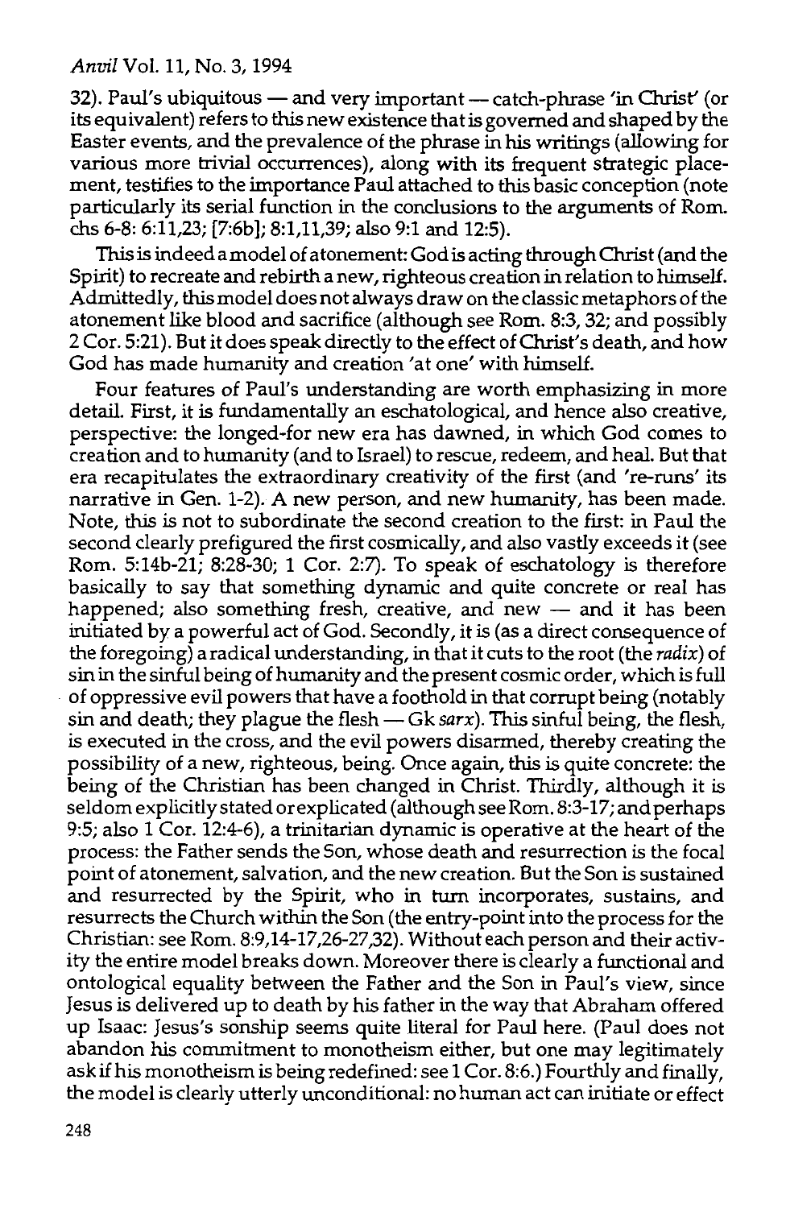32). Paul's ubiquitous — and very important — catch-phrase 'in Christ' (or its equivalent) refers to this new existence that is governed and shaped by the Easter events, and the prevalence of the phrase in his writings (allowing for various more trivial occurrences), along with its frequent strategic placement, testifies to the importance Paul attached to this basic conception (note particularly its serial function in the conclusions to the arguments of Rom. chs 6-8: 6:11,23; [7:6b]; 8:1,11,39; also 9:1 and 12:5).

This is indeed a model of atonement: God is acting through Christ (and the Spirit) to recreate and rebirth a new, righteous creation in relation to himself. Admittedly, this model does not always draw on the classic metaphors of the atonement like blood and sacrifice (although see Rom. 8:3, 32; and possibly 2 Cor. 5:21). But it does speak directly to the effect of Christ's death, and how God has made humanity and creation 'at one' with himself.

Four features of Paul's understanding are worth emphasizing in more detail. First, it is fundamentally an eschatological, and hence also creative, perspective: the longed-for new era has dawned, in which God comes to creation and to humanity (and to Israel) to rescue, redeem, and heal. But that era recapitulates the extraordinary creativity of the first (and 're-runs' its narrative in Gen. 1-2). A new person, and new humanity, has been made. Note, this is not to subordinate the second creation to the first: in Paul the second clearly prefigured the first cosmically, and also vastly exceeds it (see Rom. 5:14b-21; 8:28-30; 1 Cor. 2:7). To speak of eschatology is therefore basically to say that something dynamic and quite concrete or real has happened; also something fresh, creative, and new — and it has been initiated by a powerful act of God. Secondly, it is (as a direct consequence of the foregoing) a radical understanding, in that it cuts to the root (the *radix*) of sin in the sinful being of humanity and the present cosmic order, which is full of oppressive evil powers that have a foothold in that corrupt being (notably sin and death; they plague the flesh — Gk *sarx*). This sinful being, the flesh, is executed in the cross, and the evil powers disarmed, thereby creating the possibility of a new, righteous, being. Once again, this is quite concrete: the being of the Christian has been changed in Christ. Thirdly, although it is seldom explicitly stated or explicated (although see Rom. 8:3-17; and perhaps 9:5; also 1 Cor. 12:4-6), a trinitarian dynamic is operative at the heart of the process: the Father sends the Son, whose death and resurrection is the focal point of atonement, salvation, and the new creation. But the Son is sustained and resurrected by the Spirit, who in turn incorporates, sustains, and resurrects the Church within the Son (the entry-point into the process for the Christian: see Rom. 8:9,14-17,26-27,32). Without each person and their activity the entire model breaks down. Moreover there is clearly a functional and ontological equality between the Father and the Son in Paul's view, since Jesus is delivered up to death by his father in the way that Abraham offered up Isaac: Jesus's sonship seems quite literal for Paul here. (Paul does not abandon his commitment to monotheism either, but one may legitimately ask if his monotheism is being redefined: see 1 Cor. 8:6.) Fourthly and finally, the model is clearly utterly unconditional: no human act can initiate or effect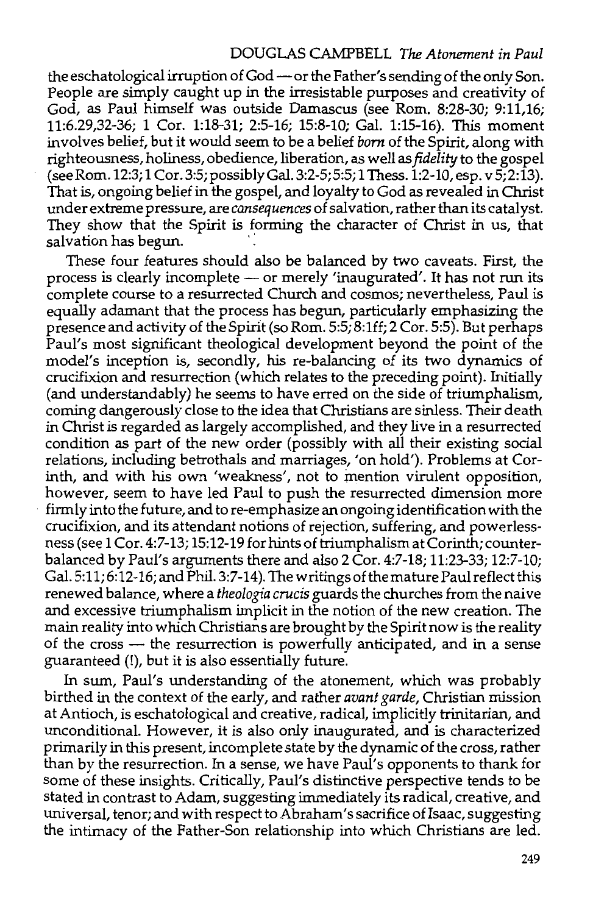the eschatological irruption of God — or the Father's sending of the only Son. People are simply caught up in the irresistable purposes and creativity of God, as Paul himself was outside Damascus (see Rom. 8:28-30; 9:11,16; 11:6.29,32-36; 1 Cor. 1:18-31; 2:5-16; 15:8-10; Gal. 1:15-16). This moment involves belief, but it would seem to be a belief *born* of the Spirit, along with righteousness, holiness, obedience, liberation, as well as *fidelity* to the gospel (see Rom. 12:3; 1 Cor. 3:5; possibly Gal. 3:2-5; 5:5; 1 Thess. 1:2-10, esp. v 5; 2:13). That is, ongoing belief in the gospel, and loyalty to God as revealed in Christ under extreme pressure, are *consequences* of salvation, rather than its catalyst. They show that the Spirit is forming the character of Christ in us, that salvation has begun.

These four features should also be balanced by two caveats. First, the process is clearly incomplete — or merely 'inaugurated'. It has not run its complete course to a resurrected Church and cosmos; nevertheless, Paul is equally adamant that the process has begun, particularly emphasizing the presence and activity of the Spirit (so Rom. 5:5; 8:1ff; 2 Cor. 5:5). But perhaps Paul's most significant theological development beyond the point of the model's inception is, secondly, his re-balancing of its two dynamics of crucifixion and resurrection (which relates to the preceding point). Initially (and understandably) he seems to have erred on the side of triumphalism, coming dangerously close to the idea that Christians are sinless. Their death in Christ is regarded as largely accomplished, and they live in a resurrected condition as part of the new order (possibly with all their existing social relations, including betrothals and marriages, 'on hold'). Problems at Corinth, and with his own 'weakness', not to mention virulent opposition, however, seem to have led Paul to push the resurrected dimension more firmly into the future, and to re-emphasize an ongoing identification with the crucifixion, and its attendant notions of rejection, suffering, and powerlessness (see 1 Cor. 4:7-13; 15:12-19 for hints of triumphalism at Corinth; counterbalanced by Paul's arguments there and also 2 Cor. 4:7-18; 11:23-33; 12:7-10; Gal. 5:11; 6:12-16; and Phil. 3:7-14). The writings of the mature Paul reflect this renewed balance, where a *theologia crucis* guards the churches from the naive and excessive triumphalism implicit in the notion of the new creation. The main reality into which Christians are brought by the Spirit now is the reality of the cross — the resurrection is powerfully anticipated, and in a sense guaranteed (!), but it is also essentially future.

In sum, Paul's understanding of the atonement, which was probably birthed in the context of the early, and rather *avant garde*, Christian mission at Antioch, is eschatological and creative, radical, implicitly trinitarian, and unconditional. However, it is also only inaugurated, and is characterized primarily in this present, incomplete state by the dynamic of the cross, rather than by the resurrection. In a sense, we have Paul's opponents to thank for some of these insights. Critically, Paul's distinctive perspective tends to be stated in contrast to Adam, suggesting immediately its radical, creative, and universal, tenor; and with respect to Abraham's sacrifice of Isaac, suggesting the intimacy of the Father-Son relationship into which Christians are led.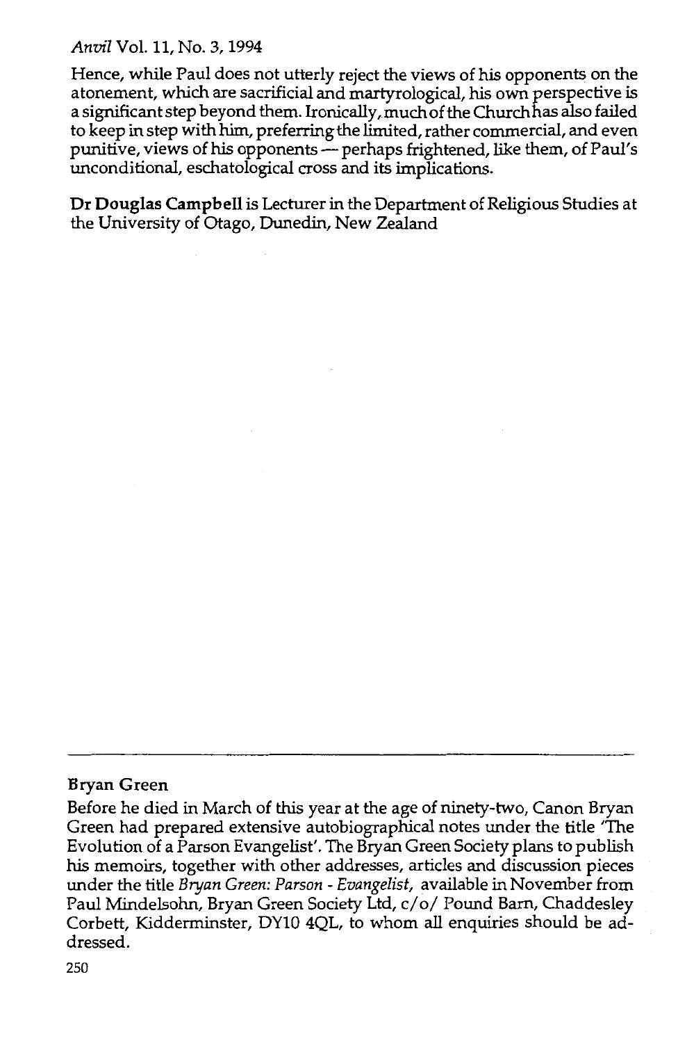Hence, while Paul does not utterly reject the views of his opponents on the atonement, which are sacrificial and martyrological, his own perspective is a significant step beyond them. Ironically, much of the Church has also failed to keep in step with him, preferring the limited, rather commercial, and even punitive, views of his opponents — perhaps frightened, like them, of Paul's unconditional, eschatological cross and its implications.

**Dr Douglas Campbell** is Lecturer in the Department of Religious Studies at the University of Otago, Dunedin, New Zealand

---

**Bryan Green**

Before he died in March of this year at the age of ninety-two, Canon Bryan Green had prepared extensive autobiographical notes under the title 'The Evolution of a Parson Evangelist'. The Bryan Green Society plans to publish his memoirs, together with other addresses, articles and discussion pieces under the title *Bryan Green: Parson - Evangelist,* available in November from Paul Mindelsohn, Bryan Green Society Ltd, c/o/ Pound Barn, Chaddesley Corbett, Kidderminster, DY10 4QL, to whom all enquiries should be addressed.